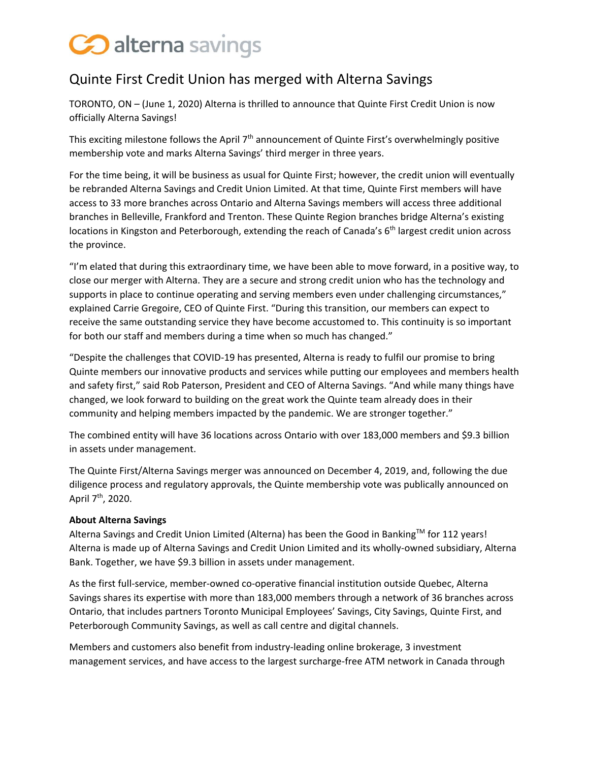alterna savings

# Quinte First Credit Union has merged with Alterna Savings

TORONTO, ON – (June 1, 2020) Alterna is thrilled to announce that Quinte First Credit Union is now officially Alterna Savings!

This exciting milestone follows the April 7th announcement of Quinte First's overwhelmingly positive membership vote and marks Alterna Savings' third merger in three years.

For the time being, it will be business as usual for Quinte First; however, the credit union will eventually be rebranded Alterna Savings and Credit Union Limited. At that time, Quinte First members will have access to 33 more branches across Ontario and Alterna Savings members will access three additional branches in Belleville, Frankford and Trenton. These Quinte Region branches bridge Alterna's existing locations in Kingston and Peterborough, extending the reach of Canada's 6th largest credit union across the province.

"I'm elated that during this extraordinary time, we have been able to move forward, in a positive way, to close our merger with Alterna. They are a secure and strong credit union who has the technology and supports in place to continue operating and serving members even under challenging circumstances," explained Carrie Gregoire, CEO of Quinte First. "During this transition, our members can expect to receive the same outstanding service they have become accustomed to. This continuity is so important for both our staff and members during a time when so much has changed."

"Despite the challenges that COVID-19 has presented, Alterna is ready to fulfil our promise to bring Quinte members our innovative products and services while putting our employees and members health and safety first," said Rob Paterson, President and CEO of Alterna Savings. "And while many things have changed, we look forward to building on the great work the Quinte team already does in their community and helping members impacted by the pandemic. We are stronger together."

The combined entity will have 36 locations across Ontario with over 183,000 members and $9.3 billion in assets under management.

The Quinte First/Alterna Savings merger was announced on December 4, 2019, and, following the due diligence process and regulatory approvals, the Quinte membership vote was publically announced on April 7th, 2020.

**About Alterna Savings**
Alterna Savings and Credit Union Limited (Alterna) has been the Good in Banking™ for 112 years! Alterna is made up of Alterna Savings and Credit Union Limited and its wholly-owned subsidiary, Alterna Bank. Together, we have $9.3 billion in assets under management.

As the first full-service, member-owned co-operative financial institution outside Quebec, Alterna Savings shares its expertise with more than 183,000 members through a network of 36 branches across Ontario, that includes partners Toronto Municipal Employees' Savings, City Savings, Quinte First, and Peterborough Community Savings, as well as call centre and digital channels.

Members and customers also benefit from industry-leading online brokerage, 3 investment management services, and have access to the largest surcharge-free ATM network in Canada through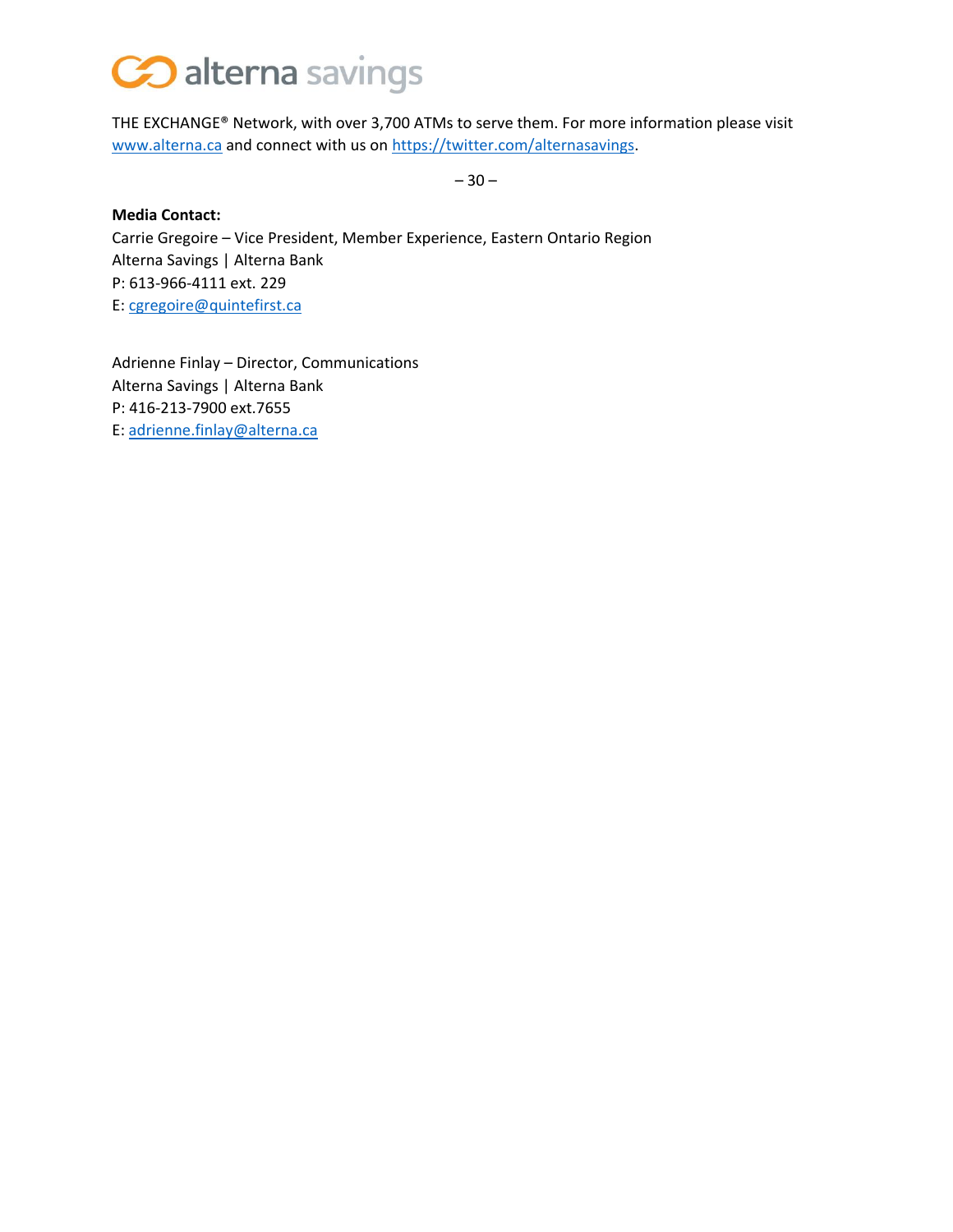THE EXCHANGE® Network, with over 3,700 ATMs to serve them. For more information please visit www.alterna.ca and connect with us on https://twitter.com/alternasavings.

– 30 –

**Media Contact:**
Carrie Gregoire – Vice President, Member Experience, Eastern Ontario Region
Alterna Savings | Alterna Bank
P: 613-966-4111 ext. 229
E: cgregoire@quintefirst.ca

Adrienne Finlay – Director, Communications
Alterna Savings | Alterna Bank
P: 416-213-7900 ext.7655
E: adrienne.finlay@alterna.ca